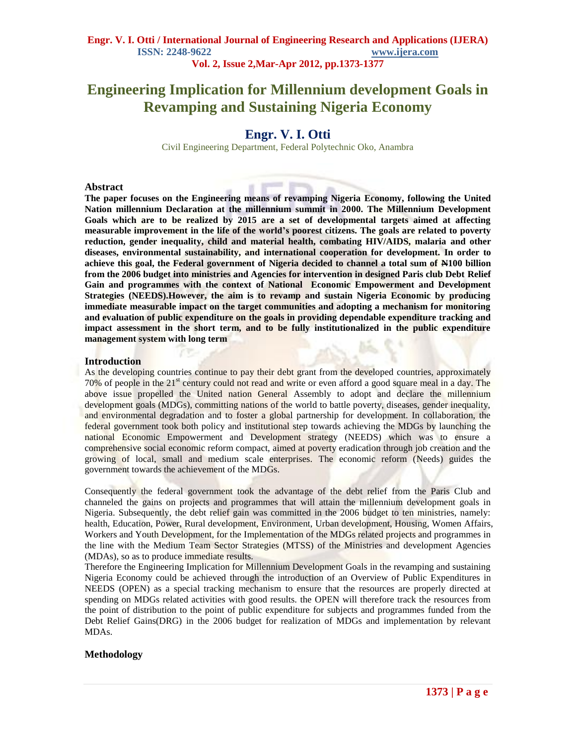# Engineering Implication for Millennium development Goals in Revamping and Sustaining Nigeria Economy

## Engr. V. I. Otti

Civil Engineering Department, Federal Polytechnic Oko, Anambra

### Abstract

**The paper focuses on the Engineering means of revamping Nigeria Economy, following the United Nation millennium Declaration at the millennium summit in 2000. The Millennium Development Goals which are to be realized by 2015 are a set of developmental targets aimed at affecting measurable improvement in the life of the world's poorest citizens. The goals are related to poverty reduction, gender inequality, child and material health, combating HIV/AIDS, malaria and other diseases, environmental sustainability, and international cooperation for development. In order to achieve this goal, the Federal government of Nigeria decided to channel a total sum of ₦100 billion from the 2006 budget into ministries and Agencies for intervention in designed Paris club Debt Relief Gain and programmes with the context of National Economic Empowerment and Development Strategies (NEEDS).However, the aim is to revamp and sustain Nigeria Economic by producing immediate measurable impact on the target communities and adopting a mechanism for monitoring and evaluation of public expenditure on the goals in providing dependable expenditure tracking and impact assessment in the short term, and to be fully institutionalized in the public expenditure management system with long term**

### Introduction

As the developing countries continue to pay their debt grant from the developed countries, approximately 70% of people in the 21st century could not read and write or even afford a good square meal in a day. The above issue propelled the United nation General Assembly to adopt and declare the millennium development goals (MDGs), committing nations of the world to battle poverty, diseases, gender inequality, and environmental degradation and to foster a global partnership for development. In collaboration, the federal government took both policy and institutional step towards achieving the MDGs by launching the national Economic Empowerment and Development strategy (NEEDS) which was to ensure a comprehensive social economic reform compact, aimed at poverty eradication through job creation and the growing of local, small and medium scale enterprises. The economic reform (Needs) guides the government towards the achievement of the MDGs.

Consequently the federal government took the advantage of the debt relief from the Paris Club and channeled the gains on projects and programmes that will attain the millennium development goals in Nigeria. Subsequently, the debt relief gain was committed in the 2006 budget to ten ministries, namely: health, Education, Power, Rural development, Environment, Urban development, Housing, Women Affairs, Workers and Youth Development, for the Implementation of the MDGs related projects and programmes in the line with the Medium Team Sector Strategies (MTSS) of the Ministries and development Agencies (MDAs), so as to produce immediate results.

Therefore the Engineering Implication for Millennium Development Goals in the revamping and sustaining Nigeria Economy could be achieved through the introduction of an Overview of Public Expenditures in NEEDS (OPEN) as a special tracking mechanism to ensure that the resources are properly directed at spending on MDGs related activities with good results. the OPEN will therefore track the resources from the point of distribution to the point of public expenditure for subjects and programmes funded from the Debt Relief Gains(DRG) in the 2006 budget for realization of MDGs and implementation by relevant MDAs.

### Methodology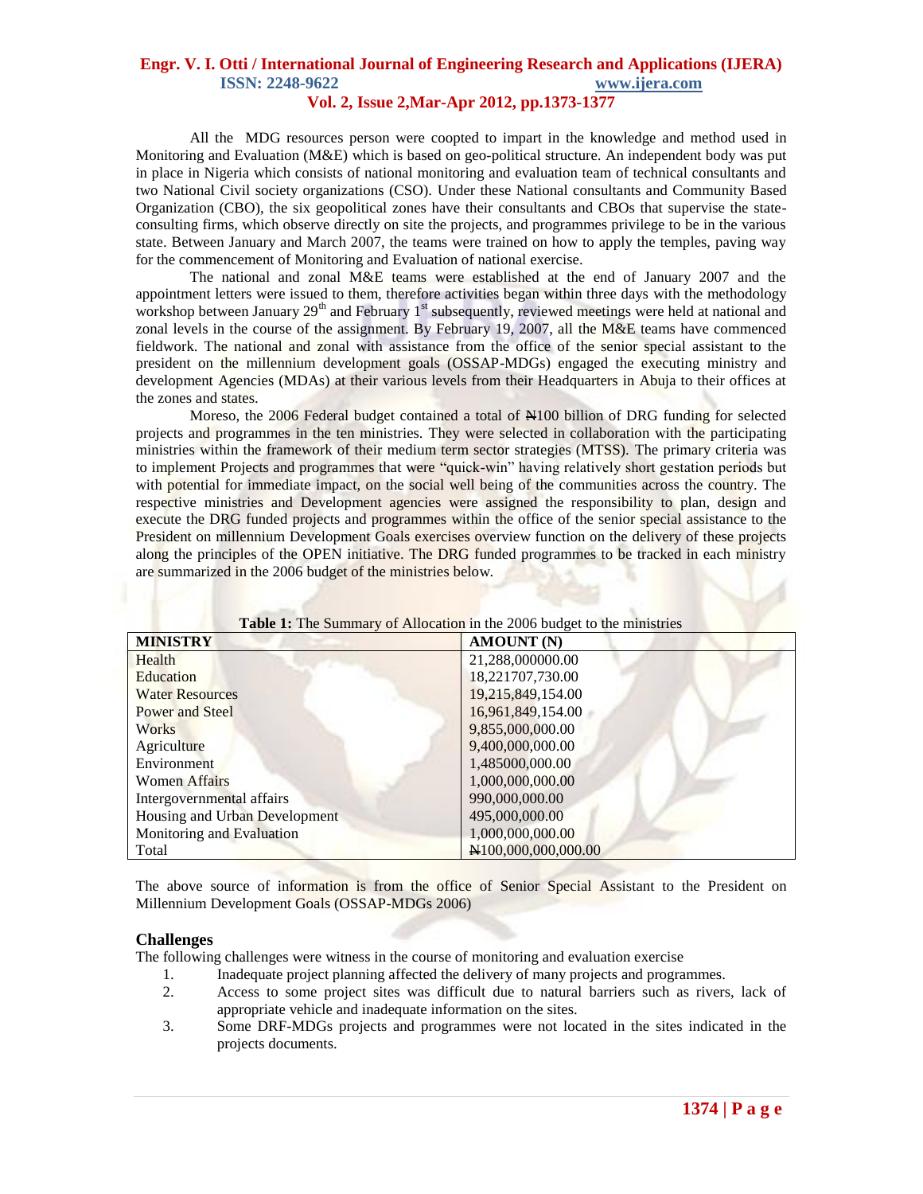All the MDG resources person were coopted to impart in the knowledge and method used in Monitoring and Evaluation (M&E) which is based on geo-political structure. An independent body was put in place in Nigeria which consists of national monitoring and evaluation team of technical consultants and two National Civil society organizations (CSO). Under these National consultants and Community Based Organization (CBO), the six geopolitical zones have their consultants and CBOs that supervise the state-consulting firms, which observe directly on site the projects, and programmes privilege to be in the various state. Between January and March 2007, the teams were trained on how to apply the temples, paving way for the commencement of Monitoring and Evaluation of national exercise.

The national and zonal M&E teams were established at the end of January 2007 and the appointment letters were issued to them, therefore activities began within three days with the methodology workshop between January 29th and February 1st subsequently, reviewed meetings were held at national and zonal levels in the course of the assignment. By February 19, 2007, all the M&E teams have commenced fieldwork. The national and zonal with assistance from the office of the senior special assistant to the president on the millennium development goals (OSSAP-MDGs) engaged the executing ministry and development Agencies (MDAs) at their various levels from their Headquarters in Abuja to their offices at the zones and states.

Moreso, the 2006 Federal budget contained a total of ₦100 billion of DRG funding for selected projects and programmes in the ten ministries. They were selected in collaboration with the participating ministries within the framework of their medium term sector strategies (MTSS). The primary criteria was to implement Projects and programmes that were "quick-win" having relatively short gestation periods but with potential for immediate impact, on the social well being of the communities across the country. The respective ministries and Development agencies were assigned the responsibility to plan, design and execute the DRG funded projects and programmes within the office of the senior special assistance to the President on millennium Development Goals exercises overview function on the delivery of these projects along the principles of the OPEN initiative. The DRG funded programmes to be tracked in each ministry are summarized in the 2006 budget of the ministries below.

**Table 1:** The Summary of Allocation in the 2006 budget to the ministries

| MINISTRY | AMOUNT (N) |
|---|---|
| Health | 21,288,000000.00 |
| Education | 18,221707,730.00 |
| Water Resources | 19,215,849,154.00 |
| Power and Steel | 16,961,849,154.00 |
| Works | 9,855,000,000.00 |
| Agriculture | 9,400,000,000.00 |
| Environment | 1,485000,000.00 |
| Women Affairs | 1,000,000,000.00 |
| Intergovernmental affairs | 990,000,000.00 |
| Housing and Urban Development | 495,000,000.00 |
| Monitoring and Evaluation | 1,000,000,000.00 |
| Total | ₦100,000,000,000.00 |

The above source of information is from the office of Senior Special Assistant to the President on Millennium Development Goals (OSSAP-MDGs 2006)

## Challenges

The following challenges were witness in the course of monitoring and evaluation exercise

1. Inadequate project planning affected the delivery of many projects and programmes.
2. Access to some project sites was difficult due to natural barriers such as rivers, lack of appropriate vehicle and inadequate information on the sites.
3. Some DRF-MDGs projects and programmes were not located in the sites indicated in the projects documents.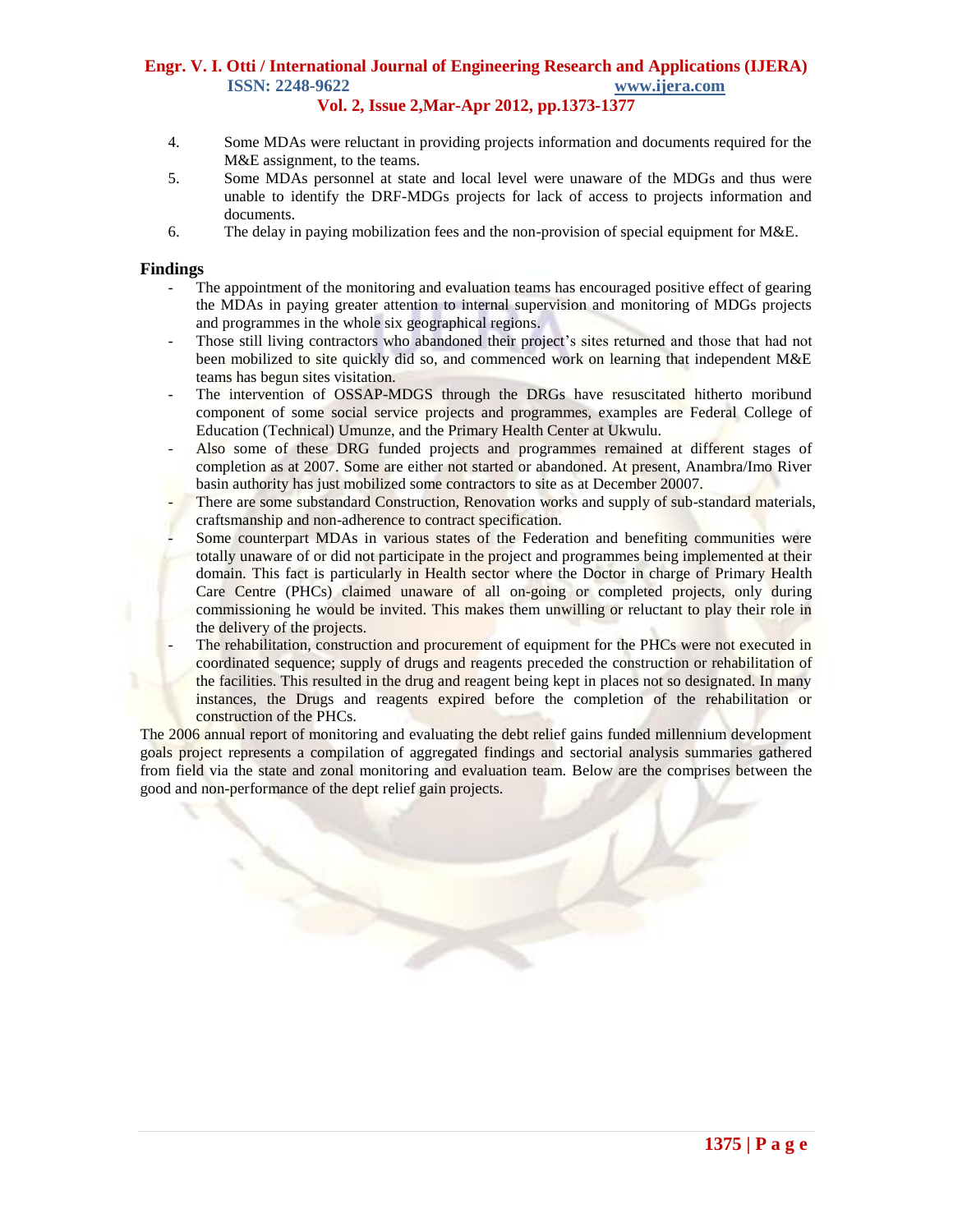4. Some MDAs were reluctant in providing projects information and documents required for the M&E assignment, to the teams.
5. Some MDAs personnel at state and local level were unaware of the MDGs and thus were unable to identify the DRF-MDGs projects for lack of access to projects information and documents.
6. The delay in paying mobilization fees and the non-provision of special equipment for M&E.

## Findings

- The appointment of the monitoring and evaluation teams has encouraged positive effect of gearing the MDAs in paying greater attention to internal supervision and monitoring of MDGs projects and programmes in the whole six geographical regions.
- Those still living contractors who abandoned their project's sites returned and those that had not been mobilized to site quickly did so, and commenced work on learning that independent M&E teams has begun sites visitation.
- The intervention of OSSAP-MDGS through the DRGs have resuscitated hitherto moribund component of some social service projects and programmes, examples are Federal College of Education (Technical) Umunze, and the Primary Health Center at Ukwulu.
- Also some of these DRG funded projects and programmes remained at different stages of completion as at 2007. Some are either not started or abandoned. At present, Anambra/Imo River basin authority has just mobilized some contractors to site as at December 20007.
- There are some substandard Construction, Renovation works and supply of sub-standard materials, craftsmanship and non-adherence to contract specification.
- Some counterpart MDAs in various states of the Federation and benefiting communities were totally unaware of or did not participate in the project and programmes being implemented at their domain. This fact is particularly in Health sector where the Doctor in charge of Primary Health Care Centre (PHCs) claimed unaware of all on-going or completed projects, only during commissioning he would be invited. This makes them unwilling or reluctant to play their role in the delivery of the projects.
- The rehabilitation, construction and procurement of equipment for the PHCs were not executed in coordinated sequence; supply of drugs and reagents preceded the construction or rehabilitation of the facilities. This resulted in the drug and reagent being kept in places not so designated. In many instances, the Drugs and reagents expired before the completion of the rehabilitation or construction of the PHCs.

The 2006 annual report of monitoring and evaluating the debt relief gains funded millennium development goals project represents a compilation of aggregated findings and sectorial analysis summaries gathered from field via the state and zonal monitoring and evaluation team. Below are the comprises between the good and non-performance of the dept relief gain projects.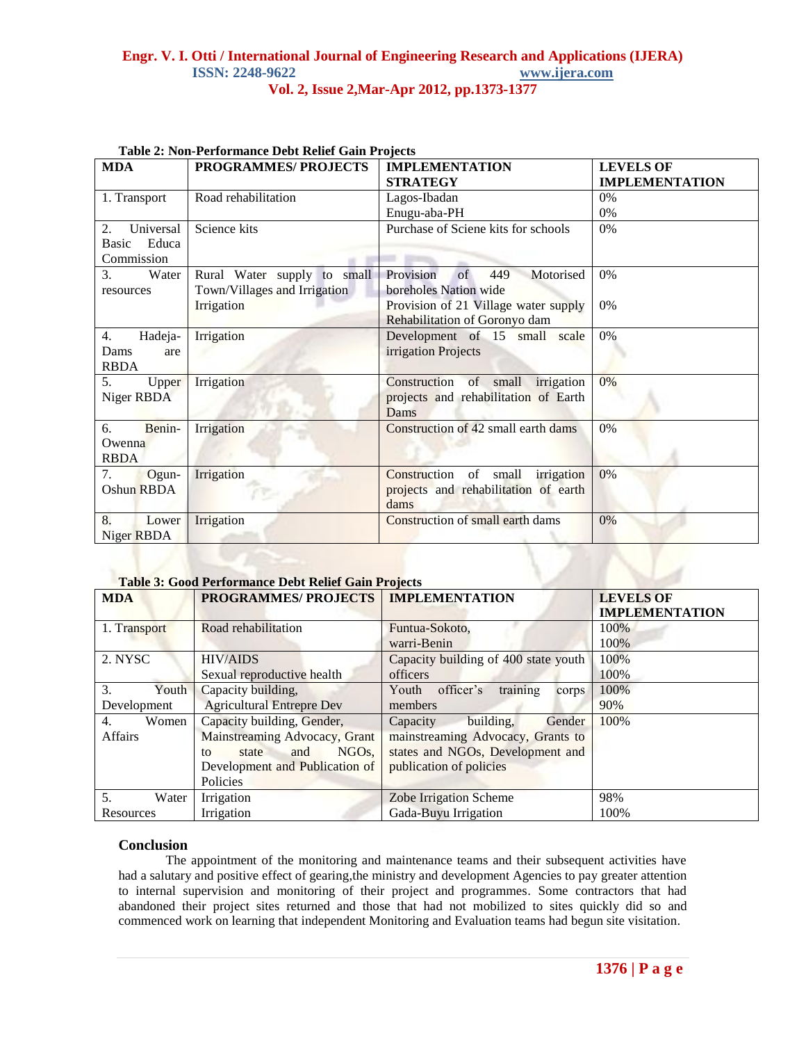**Table 2: Non-Performance Debt Relief Gain Projects**

| MDA | PROGRAMMES/ PROJECTS | IMPLEMENTATION STRATEGY | LEVELS OF IMPLEMENTATION |
|---|---|---|---|
| 1. Transport | Road rehabilitation | Lagos-Ibadan<br>Enugu-aba-PH | 0%<br>0% |
| 2. Universal Basic Educa Commission | Science kits | Purchase of Sciene kits for schools | 0% |
| 3. Water resources | Rural Water supply to small Town/Villages and Irrigation<br>Irrigation | Provision of 449 Motorised boreholes Nation wide<br>Provision of 21 Village water supply Rehabilitation of Goronyo dam | 0%<br>0% |
| 4. Hadeja-Dams are RBDA | Irrigation | Development of 15 small scale irrigation Projects | 0% |
| 5. Upper Niger RBDA | Irrigation | Construction of small irrigation projects and rehabilitation of Earth Dams | 0% |
| 6. Benin-Owenna RBDA | Irrigation | Construction of 42 small earth dams | 0% |
| 7. Ogun-Oshun RBDA | Irrigation | Construction of small irrigation projects and rehabilitation of earth dams | 0% |
| 8. Lower Niger RBDA | Irrigation | Construction of small earth dams | 0% |

**Table 3: Good Performance Debt Relief Gain Projects**

| MDA | PROGRAMMES/ PROJECTS | IMPLEMENTATION | LEVELS OF IMPLEMENTATION |
|---|---|---|---|
| 1. Transport | Road rehabilitation | Funtua-Sokoto,<br>warri-Benin | 100%<br>100% |
| 2. NYSC | HIV/AIDS<br>Sexual reproductive health | Capacity building of 400 state youth officers | 100%<br>100% |
| 3. Youth Development | Capacity building,<br>Agricultural Entrepre Dev | Youth officer's training corps members | 100%<br>90% |
| 4. Women Affairs | Capacity building, Gender, Mainstreaming Advocacy, Grant to state and NGOs, Development and Publication of Policies | Capacity building, Gender mainstreaming Advocacy, Grants to states and NGOs, Development and publication of policies | 100% |
| 5. Water Resources | Irrigation<br>Irrigation | Zobe Irrigation Scheme<br>Gada-Buyu Irrigation | 98%<br>100% |

## Conclusion

The appointment of the monitoring and maintenance teams and their subsequent activities have had a salutary and positive effect of gearing,the ministry and development Agencies to pay greater attention to internal supervision and monitoring of their project and programmes. Some contractors that had abandoned their project sites returned and those that had not mobilized to sites quickly did so and commenced work on learning that independent Monitoring and Evaluation teams had begun site visitation.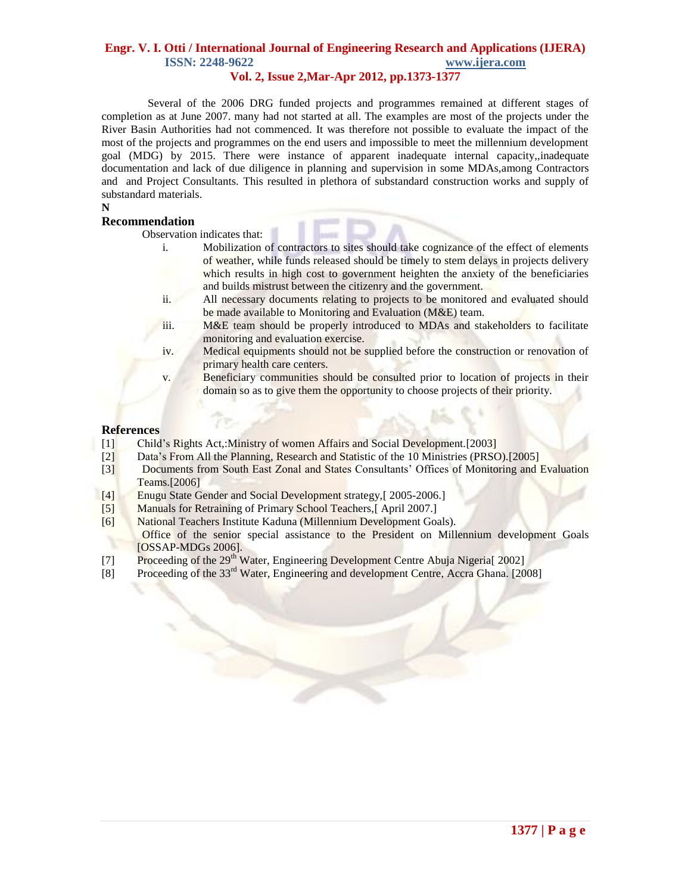Several of the 2006 DRG funded projects and programmes remained at different stages of completion as at June 2007. many had not started at all. The examples are most of the projects under the River Basin Authorities had not commenced. It was therefore not possible to evaluate the impact of the most of the projects and programmes on the end users and impossible to meet the millennium development goal (MDG) by 2015. There were instance of apparent inadequate internal capacity,,inadequate documentation and lack of due diligence in planning and supervision in some MDAs,among Contractors and and Project Consultants. This resulted in plethora of substandard construction works and supply of substandard materials.

**N**

## Recommendation

Observation indicates that:

i. Mobilization of contractors to sites should take cognizance of the effect of elements of weather, while funds released should be timely to stem delays in projects delivery which results in high cost to government heighten the anxiety of the beneficiaries and builds mistrust between the citizenry and the government.

ii. All necessary documents relating to projects to be monitored and evaluated should be made available to Monitoring and Evaluation (M&E) team.

iii. M&E team should be properly introduced to MDAs and stakeholders to facilitate monitoring and evaluation exercise.

iv. Medical equipments should not be supplied before the construction or renovation of primary health care centers.

v. Beneficiary communities should be consulted prior to location of projects in their domain so as to give them the opportunity to choose projects of their priority.

## References

[1] Child's Rights Act,:Ministry of women Affairs and Social Development.[2003]

[2] Data's From All the Planning, Research and Statistic of the 10 Ministries (PRSO).[2005]

[3] Documents from South East Zonal and States Consultants' Offices of Monitoring and Evaluation Teams.[2006]

[4] Enugu State Gender and Social Development strategy,[ 2005-2006.]

[5] Manuals for Retraining of Primary School Teachers,[ April 2007.]

[6] National Teachers Institute Kaduna (Millennium Development Goals).
Office of the senior special assistance to the President on Millennium development Goals [OSSAP-MDGs 2006].

[7] Proceeding of the 29th Water, Engineering Development Centre Abuja Nigeria[ 2002]

[8] Proceeding of the 33rd Water, Engineering and development Centre, Accra Ghana. [2008]